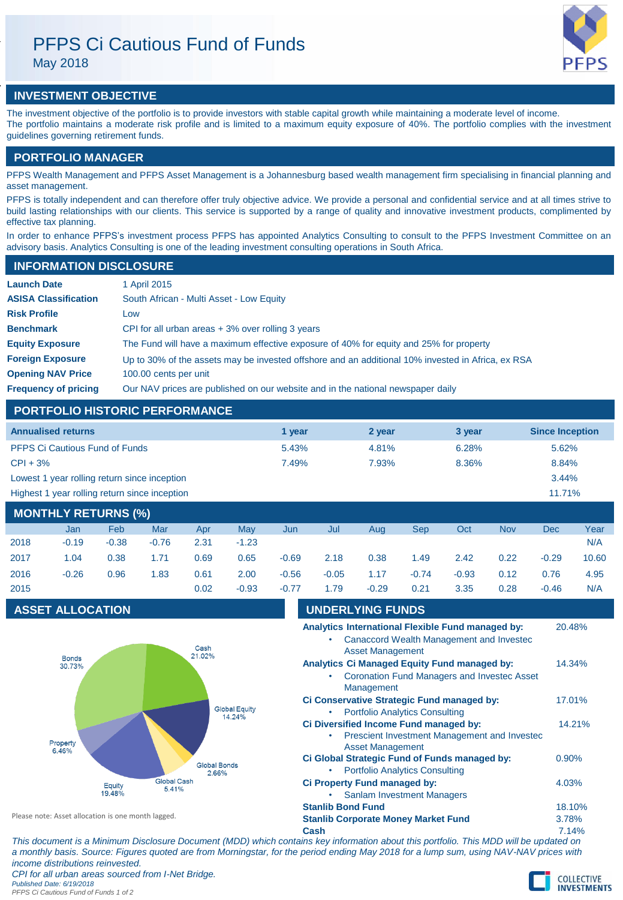# PFPS Ci Cautious Fund of Funds

May 2018

## INVESTMENT OBJECTIVE

The investment objective of the portfolio is to provide investors with stable capital growth while maintaining a moderate level of income.
The portfolio maintains a moderate risk profile and is limited to a maximum equity exposure of 40%. The portfolio complies with the investment guidelines governing retirement funds.

## PORTFOLIO MANAGER

PFPS Wealth Management and PFPS Asset Management is a Johannesburg based wealth management firm specialising in financial planning and asset management.

PFPS is totally independent and can therefore offer truly objective advice. We provide a personal and confidential service and at all times strive to build lasting relationships with our clients. This service is supported by a range of quality and innovative investment products, complimented by effective tax planning.

In order to enhance PFPS's investment process PFPS has appointed Analytics Consulting to consult to the PFPS Investment Committee on an advisory basis. Analytics Consulting is one of the leading investment consulting operations in South Africa.

## INFORMATION DISCLOSURE

| | |
|---|---|
| **Launch Date** | 1 April 2015 |
| **ASISA Classification** | South African - Multi Asset - Low Equity |
| **Risk Profile** | Low |
| **Benchmark** | CPI for all urban areas + 3% over rolling 3 years |
| **Equity Exposure** | The Fund will have a maximum effective exposure of 40% for equity and 25% for property |
| **Foreign Exposure** | Up to 30% of the assets may be invested offshore and an additional 10% invested in Africa, ex RSA |
| **Opening NAV Price** | 100.00 cents per unit |
| **Frequency of pricing** | Our NAV prices are published on our website and in the national newspaper daily |

## PORTFOLIO HISTORIC PERFORMANCE

| Annualised returns | 1 year | 2 year | 3 year | Since Inception |
|---|---|---|---|---|
| PFPS Ci Cautious Fund of Funds | 5.43% | 4.81% | 6.28% | 5.62% |
| CPI + 3% | 7.49% | 7.93% | 8.36% | 8.84% |
| Lowest 1 year rolling return since inception | | | | 3.44% |
| Highest 1 year rolling return since inception | | | | 11.71% |

## MONTHLY RETURNS (%)

| | Jan | Feb | Mar | Apr | May | Jun | Jul | Aug | Sep | Oct | Nov | Dec | Year |
|---|---|---|---|---|---|---|---|---|---|---|---|---|---|
| 2018 | -0.19 | -0.38 | -0.76 | 2.31 | -1.23 | | | | | | | | N/A |
| 2017 | 1.04 | 0.38 | 1.71 | 0.69 | 0.65 | -0.69 | 2.18 | 0.38 | 1.49 | 2.42 | 0.22 | -0.29 | 10.60 |
| 2016 | -0.26 | 0.96 | 1.83 | 0.61 | 2.00 | -0.56 | -0.05 | 1.17 | -0.74 | -0.93 | 0.12 | 0.76 | 4.95 |
| 2015 | | | | 0.02 | -0.93 | -0.77 | 1.79 | -0.29 | 0.21 | 3.35 | 0.28 | -0.46 | N/A |

## ASSET ALLOCATION

| Asset | Allocation |
|---|---|
| Cash | 21.02% |
| Global Equity | 14.24% |
| Global Bonds | 2.66% |
| Global Cash | 5.41% |
| Equity | 19.48% |
| Property | 6.46% |
| Bonds | 30.73% |

Please note: Asset allocation is one month lagged.

## UNDERLYING FUNDS

| Fund | Allocation |
|---|---|
| **Analytics International Flexible Fund managed by:** Canaccord Wealth Management and Investec Asset Management | 20.48% |
| **Analytics Ci Managed Equity Fund managed by:** Coronation Fund Managers and Investec Asset Management | 14.34% |
| **Ci Conservative Strategic Fund managed by:** Portfolio Analytics Consulting | 17.01% |
| **Ci Diversified Income Fund managed by:** Prescient Investment Management and Investec Asset Management | 14.21% |
| **Ci Global Strategic Fund of Funds managed by:** Portfolio Analytics Consulting | 0.90% |
| **Ci Property Fund managed by:** Sanlam Investment Managers | 4.03% |
| **Stanlib Bond Fund** | 18.10% |
| **Stanlib Corporate Money Market Fund** | 3.78% |
| **Cash** | 7.14% |

*This document is a Minimum Disclosure Document (MDD) which contains key information about this portfolio. This MDD will be updated on a monthly basis. Source: Figures quoted are from Morningstar, for the period ending May 2018 for a lump sum, using NAV-NAV prices with income distributions reinvested.*

*CPI for all urban areas sourced from I-Net Bridge.*

*Published Date: 6/19/2018*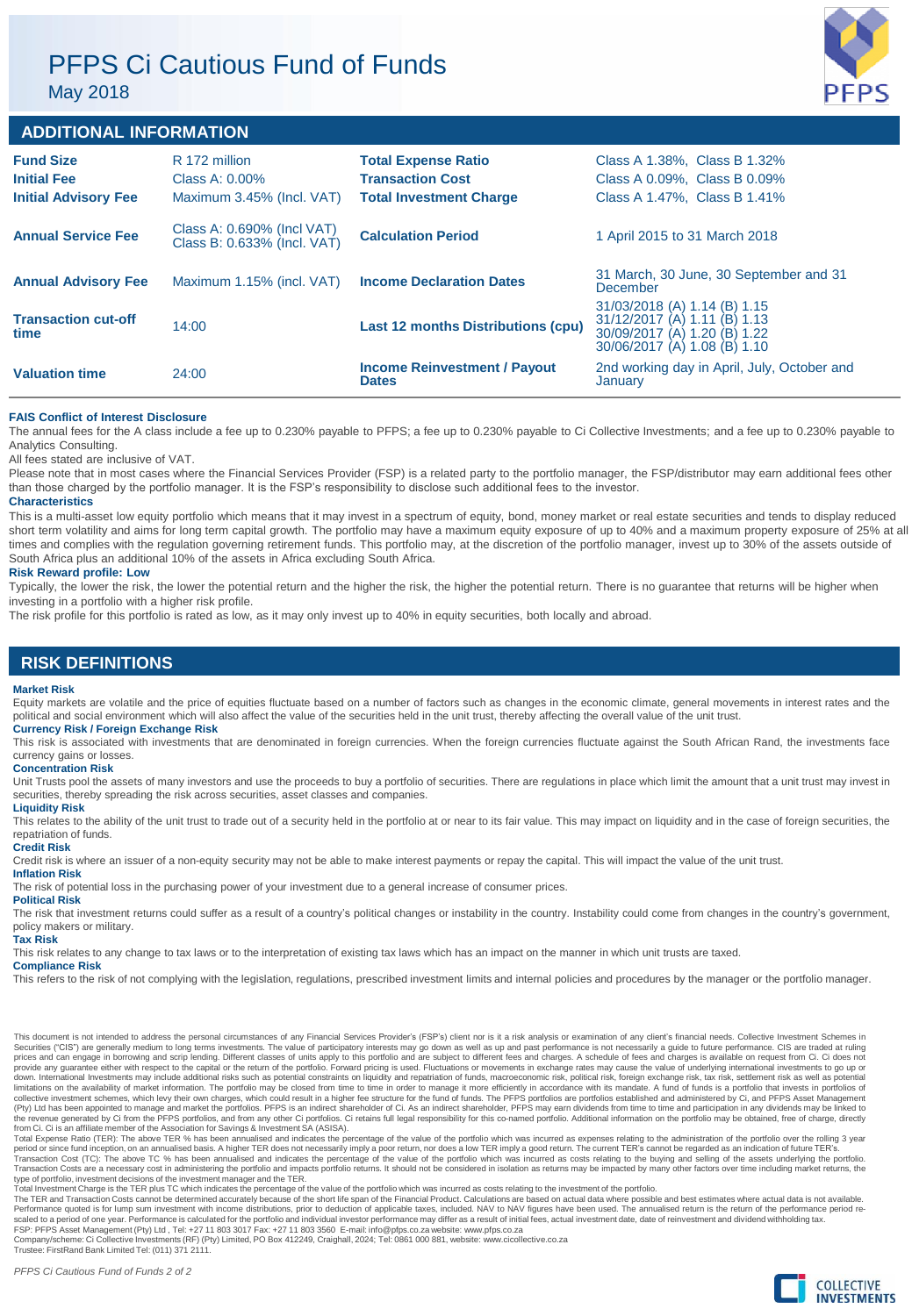# PFPS Ci Cautious Fund of Funds

May 2018

## ADDITIONAL INFORMATION

| | | | |
|---|---|---|---|
| **Fund Size** | R 172 million | **Total Expense Ratio** | Class A 1.38%, Class B 1.32% |
| **Initial Fee** | Class A: 0.00% | **Transaction Cost** | Class A 0.09%, Class B 0.09% |
| **Initial Advisory Fee** | Maximum 3.45% (Incl. VAT) | **Total Investment Charge** | Class A 1.47%, Class B 1.41% |
| **Annual Service Fee** | Class A: 0.690% (Incl VAT) Class B: 0.633% (Incl. VAT) | **Calculation Period** | 1 April 2015 to 31 March 2018 |
| **Annual Advisory Fee** | Maximum 1.15% (incl. VAT) | **Income Declaration Dates** | 31 March, 30 June, 30 September and 31 December |
| **Transaction cut-off time** | 14:00 | **Last 12 months Distributions (cpu)** | 31/03/2018 (A) 1.14 (B) 1.15 31/12/2017 (A) 1.11 (B) 1.13 30/09/2017 (A) 1.20 (B) 1.22 30/06/2017 (A) 1.08 (B) 1.10 |
| **Valuation time** | 24:00 | **Income Reinvestment / Payout Dates** | 2nd working day in April, July, October and January |

**FAIS Conflict of Interest Disclosure**

The annual fees for the A class include a fee up to 0.230% payable to PFPS; a fee up to 0.230% payable to Ci Collective Investments; and a fee up to 0.230% payable to Analytics Consulting.

All fees stated are inclusive of VAT.

Please note that in most cases where the Financial Services Provider (FSP) is a related party to the portfolio manager, the FSP/distributor may earn additional fees other than those charged by the portfolio manager. It is the FSP's responsibility to disclose such additional fees to the investor.

**Characteristics**

This is a multi-asset low equity portfolio which means that it may invest in a spectrum of equity, bond, money market or real estate securities and tends to display reduced short term volatility and aims for long term capital growth. The portfolio may have a maximum equity exposure of up to 40% and a maximum property exposure of 25% at all times and complies with the regulation governing retirement funds. This portfolio may, at the discretion of the portfolio manager, invest up to 30% of the assets outside of South Africa plus an additional 10% of the assets in Africa excluding South Africa.

**Risk Reward profile: Low**

Typically, the lower the risk, the lower the potential return and the higher the risk, the higher the potential return. There is no guarantee that returns will be higher when investing in a portfolio with a higher risk profile.

The risk profile for this portfolio is rated as low, as it may only invest up to 40% in equity securities, both locally and abroad.

## RISK DEFINITIONS

**Market Risk**

Equity markets are volatile and the price of equities fluctuate based on a number of factors such as changes in the economic climate, general movements in interest rates and the political and social environment which will also affect the value of the securities held in the unit trust, thereby affecting the overall value of the unit trust.

**Currency Risk / Foreign Exchange Risk**

This risk is associated with investments that are denominated in foreign currencies. When the foreign currencies fluctuate against the South African Rand, the investments face currency gains or losses.

**Concentration Risk**

Unit Trusts pool the assets of many investors and use the proceeds to buy a portfolio of securities. There are regulations in place which limit the amount that a unit trust may invest in securities, thereby spreading the risk across securities, asset classes and companies.

**Liquidity Risk**

This relates to the ability of the unit trust to trade out of a security held in the portfolio at or near to its fair value. This may impact on liquidity and in the case of foreign securities, the repatriation of funds.

**Credit Risk**

Credit risk is where an issuer of a non-equity security may not be able to make interest payments or repay the capital. This will impact the value of the unit trust.

**Inflation Risk**

The risk of potential loss in the purchasing power of your investment due to a general increase of consumer prices.

**Political Risk**

The risk that investment returns could suffer as a result of a country's political changes or instability in the country. Instability could come from changes in the country's government, policy makers or military.

**Tax Risk**

This risk relates to any change to tax laws or to the interpretation of existing tax laws which has an impact on the manner in which unit trusts are taxed.

**Compliance Risk**

This refers to the risk of not complying with the legislation, regulations, prescribed investment limits and internal policies and procedures by the manager or the portfolio manager.

This document is not intended to address the personal circumstances of any Financial Services Provider's (FSP's) client nor is it a risk analysis or examination of any client's financial needs. Collective Investment Schemes in Securities ("CIS") are generally medium to long terms investments. The value of participatory interests may go down as well as up and past performance is not necessarily a guide to future performance. CIS are traded at ruling prices and can engage in borrowing and scrip lending. Different classes of units apply to this portfolio and are subject to different fees and charges. A schedule of fees and charges is available on request from Ci. Ci does not provide any guarantee either with respect to the capital or the return of the portfolio. Forward pricing is used. Fluctuations or movements in exchange rates may cause the value of underlying international investments to go up or down. International Investments may include additional risks such as potential constraints on liquidity and repatriation of funds, macroeconomic risk, political risk, foreign exchange risk, tax risk, settlement risk as well as potential limitations on the availability of market information. The portfolio may be closed from time to time in order to manage it more efficiently in accordance with its mandate. A fund of funds is a portfolio that invests in portfolios of collective investment schemes, which levy their own charges, which could result in a higher fee structure for the fund of funds. The PFPS portfolios are portfolios established and administered by Ci, and PFPS Asset Management (Pty) Ltd has been appointed to manage and market the portfolios. PFPS is an indirect shareholder of Ci. As an indirect shareholder, PFPS may earn dividends from time to time and participation in any dividends may be linked to the revenue generated by Ci from the PFPS portfolios, and from any other Ci portfolios. Ci retains full legal responsibility for this co-named portfolio. Additional information on the portfolio may be obtained, free of charge, directly from Ci. Ci is an affiliate member of the Association for Savings & Investment SA (ASISA).

Total Expense Ratio (TER): The above TER % has been annualised and indicates the percentage of the value of the portfolio which was incurred as expenses relating to the administration of the portfolio over the rolling 3 year period or since fund inception, on an annualised basis. A higher TER does not necessarily imply a poor return, nor does a low TER imply a good return. The current TER's cannot be regarded as an indication of future TER's.

Transaction Cost (TC): The above TC % has been annualised and indicates the percentage of the value of the portfolio which was incurred as costs relating to the buying and selling of the assets underlying the portfolio. Transaction Costs are a necessary cost in administering the portfolio and impacts portfolio returns. It should not be considered in isolation as returns may be impacted by many other factors over time including market returns, the type of portfolio, investment decisions of the investment manager and the TER.

Total Investment Charge is the TER plus TC which indicates the percentage of the value of the portfolio which was incurred as costs relating to the investment of the portfolio.

The TER and Transaction Costs cannot be determined accurately because of the short life span of the Financial Product. Calculations are based on actual data where possible and best estimates where actual data is not available.

Performance quoted is for lump sum investment with income distributions, prior to deduction of applicable taxes, included. NAV to NAV figures have been used. The annualised return is the return of the performance period re-scaled to a period of one year. Performance is calculated for the portfolio and individual investor performance may differ as a result of initial fees, actual investment date, date of reinvestment and dividend withholding tax.

FSP: PFPS Asset Management (Pty) Ltd , Tel: +27 11 803 3017 Fax: +27 11 803 3560 E-mail: info@pfps.co.za website: www.pfps.co.za

Company/scheme: Ci Collective Investments (RF) (Pty) Limited, PO Box 412249, Craighall, 2024; Tel: 0861 000 881, website: www.cicollective.co.za

Trustee: FirstRand Bank Limited Tel: (011) 371 2111.